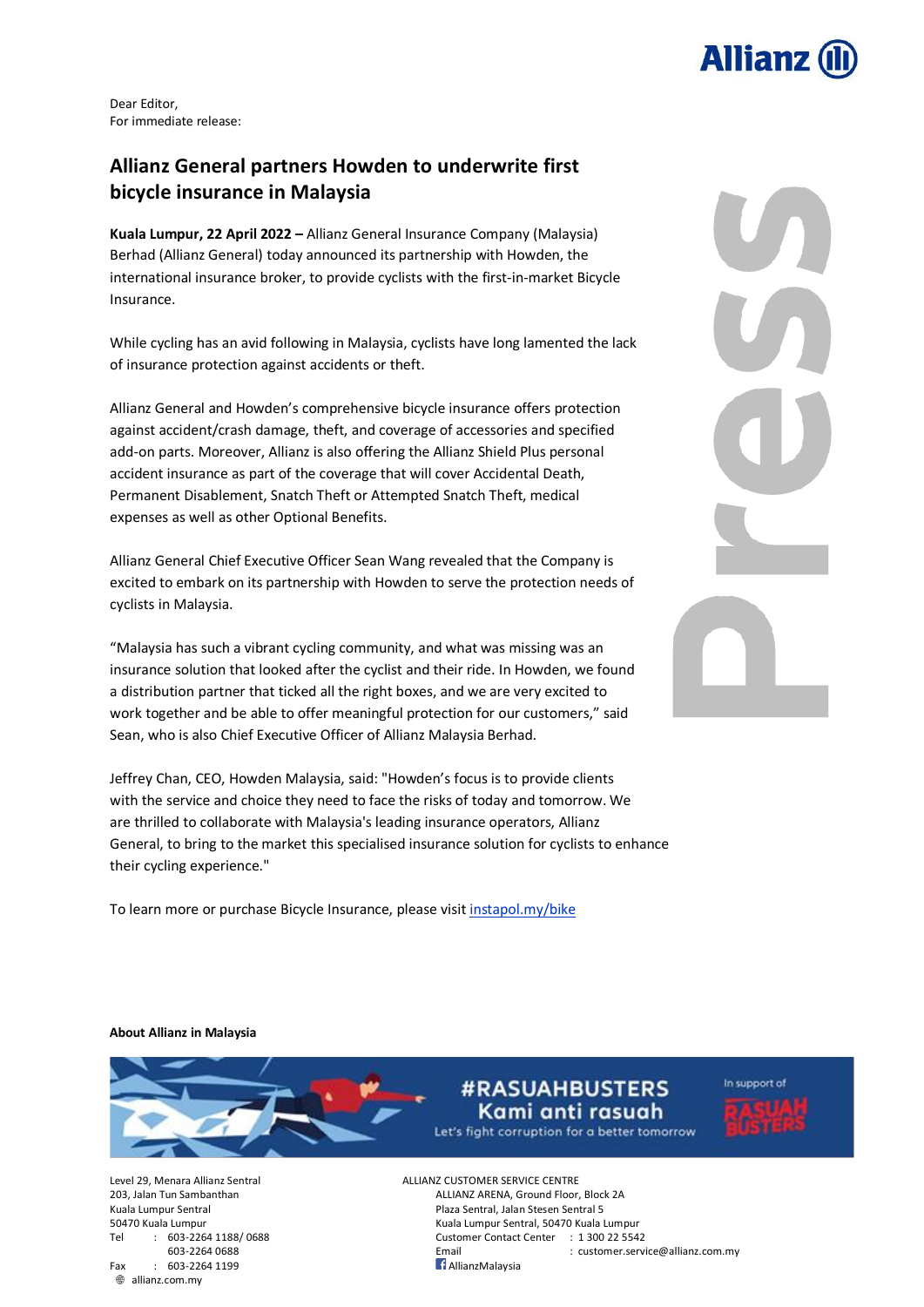Dear Editor,
For immediate release:

# Allianz General partners Howden to underwrite first bicycle insurance in Malaysia

**Kuala Lumpur, 22 April 2022 –** Allianz General Insurance Company (Malaysia) Berhad (Allianz General) today announced its partnership with Howden, the international insurance broker, to provide cyclists with the first-in-market Bicycle Insurance.

While cycling has an avid following in Malaysia, cyclists have long lamented the lack of insurance protection against accidents or theft.

Allianz General and Howden's comprehensive bicycle insurance offers protection against accident/crash damage, theft, and coverage of accessories and specified add-on parts. Moreover, Allianz is also offering the Allianz Shield Plus personal accident insurance as part of the coverage that will cover Accidental Death, Permanent Disablement, Snatch Theft or Attempted Snatch Theft, medical expenses as well as other Optional Benefits.

Allianz General Chief Executive Officer Sean Wang revealed that the Company is excited to embark on its partnership with Howden to serve the protection needs of cyclists in Malaysia.

"Malaysia has such a vibrant cycling community, and what was missing was an insurance solution that looked after the cyclist and their ride. In Howden, we found a distribution partner that ticked all the right boxes, and we are very excited to work together and be able to offer meaningful protection for our customers," said Sean, who is also Chief Executive Officer of Allianz Malaysia Berhad.

Jeffrey Chan, CEO, Howden Malaysia, said: "Howden's focus is to provide clients with the service and choice they need to face the risks of today and tomorrow. We are thrilled to collaborate with Malaysia's leading insurance operators, Allianz General, to bring to the market this specialised insurance solution for cyclists to enhance their cycling experience."

To learn more or purchase Bicycle Insurance, please visit [instapol.my/bike](instapol.my/bike)

**About Allianz in Malaysia**

#RASUAHBUSTERS
Kami anti rasuah
Let's fight corruption for a better tomorrow
In support of RASUAH BUSTERS

Level 29, Menara Allianz Sentral
203, Jalan Tun Sambanthan
Kuala Lumpur Sentral
50470 Kuala Lumpur
Tel : 603-2264 1188/ 0688
603-2264 0688
Fax : 603-2264 1199
allianz.com.my

ALLIANZ CUSTOMER SERVICE CENTRE
ALLIANZ ARENA, Ground Floor, Block 2A
Plaza Sentral, Jalan Stesen Sentral 5
Kuala Lumpur Sentral, 50470 Kuala Lumpur
Customer Contact Center : 1 300 22 5542
Email : customer.service@allianz.com.my
AllianzMalaysia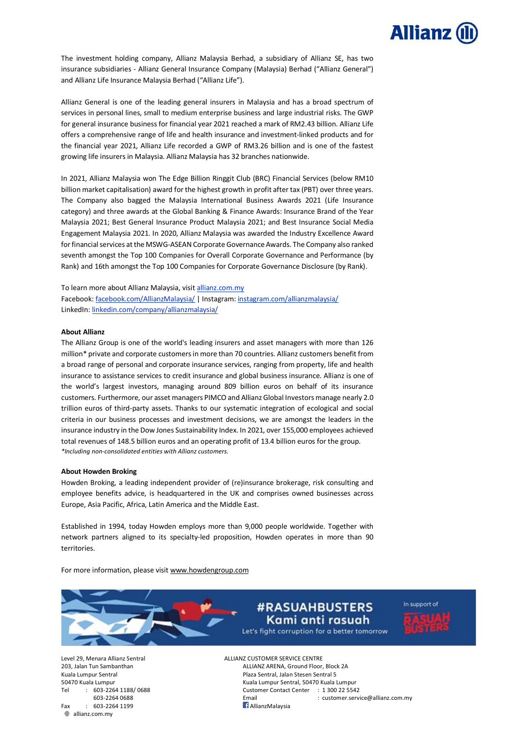The investment holding company, Allianz Malaysia Berhad, a subsidiary of Allianz SE, has two insurance subsidiaries - Allianz General Insurance Company (Malaysia) Berhad ("Allianz General") and Allianz Life Insurance Malaysia Berhad ("Allianz Life").

Allianz General is one of the leading general insurers in Malaysia and has a broad spectrum of services in personal lines, small to medium enterprise business and large industrial risks. The GWP for general insurance business for financial year 2021 reached a mark of RM2.43 billion. Allianz Life offers a comprehensive range of life and health insurance and investment-linked products and for the financial year 2021, Allianz Life recorded a GWP of RM3.26 billion and is one of the fastest growing life insurers in Malaysia. Allianz Malaysia has 32 branches nationwide.

In 2021, Allianz Malaysia won The Edge Billion Ringgit Club (BRC) Financial Services (below RM10 billion market capitalisation) award for the highest growth in profit after tax (PBT) over three years. The Company also bagged the Malaysia International Business Awards 2021 (Life Insurance category) and three awards at the Global Banking & Finance Awards: Insurance Brand of the Year Malaysia 2021; Best General Insurance Product Malaysia 2021; and Best Insurance Social Media Engagement Malaysia 2021. In 2020, Allianz Malaysia was awarded the Industry Excellence Award for financial services at the MSWG-ASEAN Corporate Governance Awards. The Company also ranked seventh amongst the Top 100 Companies for Overall Corporate Governance and Performance (by Rank) and 16th amongst the Top 100 Companies for Corporate Governance Disclosure (by Rank).

To learn more about Allianz Malaysia, visit allianz.com.my
Facebook: facebook.com/AllianzMalaysia/ | Instagram: instagram.com/allianzmalaysia/
LinkedIn: linkedin.com/company/allianzmalaysia/

**About Allianz**

The Allianz Group is one of the world's leading insurers and asset managers with more than 126 million* private and corporate customers in more than 70 countries. Allianz customers benefit from a broad range of personal and corporate insurance services, ranging from property, life and health insurance to assistance services to credit insurance and global business insurance. Allianz is one of the world's largest investors, managing around 809 billion euros on behalf of its insurance customers. Furthermore, our asset managers PIMCO and Allianz Global Investors manage nearly 2.0 trillion euros of third-party assets. Thanks to our systematic integration of ecological and social criteria in our business processes and investment decisions, we are amongst the leaders in the insurance industry in the Dow Jones Sustainability Index. In 2021, over 155,000 employees achieved total revenues of 148.5 billion euros and an operating profit of 13.4 billion euros for the group.

*\*Including non-consolidated entities with Allianz customers.*

**About Howden Broking**

Howden Broking, a leading independent provider of (re)insurance brokerage, risk consulting and employee benefits advice, is headquartered in the UK and comprises owned businesses across Europe, Asia Pacific, Africa, Latin America and the Middle East.

Established in 1994, today Howden employs more than 9,000 people worldwide. Together with network partners aligned to its specialty-led proposition, Howden operates in more than 90 territories.

For more information, please visit www.howdengroup.com

#RASUAHBUSTERS
Kami anti rasuah
Let's fight corruption for a better tomorrow
In support of RASUAH BUSTERS

Level 29, Menara Allianz Sentral
203, Jalan Tun Sambanthan
Kuala Lumpur Sentral
50470 Kuala Lumpur
Tel : 603-2264 1188/ 0688
603-2264 0688
Fax : 603-2264 1199
allianz.com.my

ALLIANZ CUSTOMER SERVICE CENTRE
ALLIANZ ARENA, Ground Floor, Block 2A
Plaza Sentral, Jalan Stesen Sentral 5
Kuala Lumpur Sentral, 50470 Kuala Lumpur
Customer Contact Center : 1 300 22 5542
Email : customer.service@allianz.com.my
AllianzMalaysia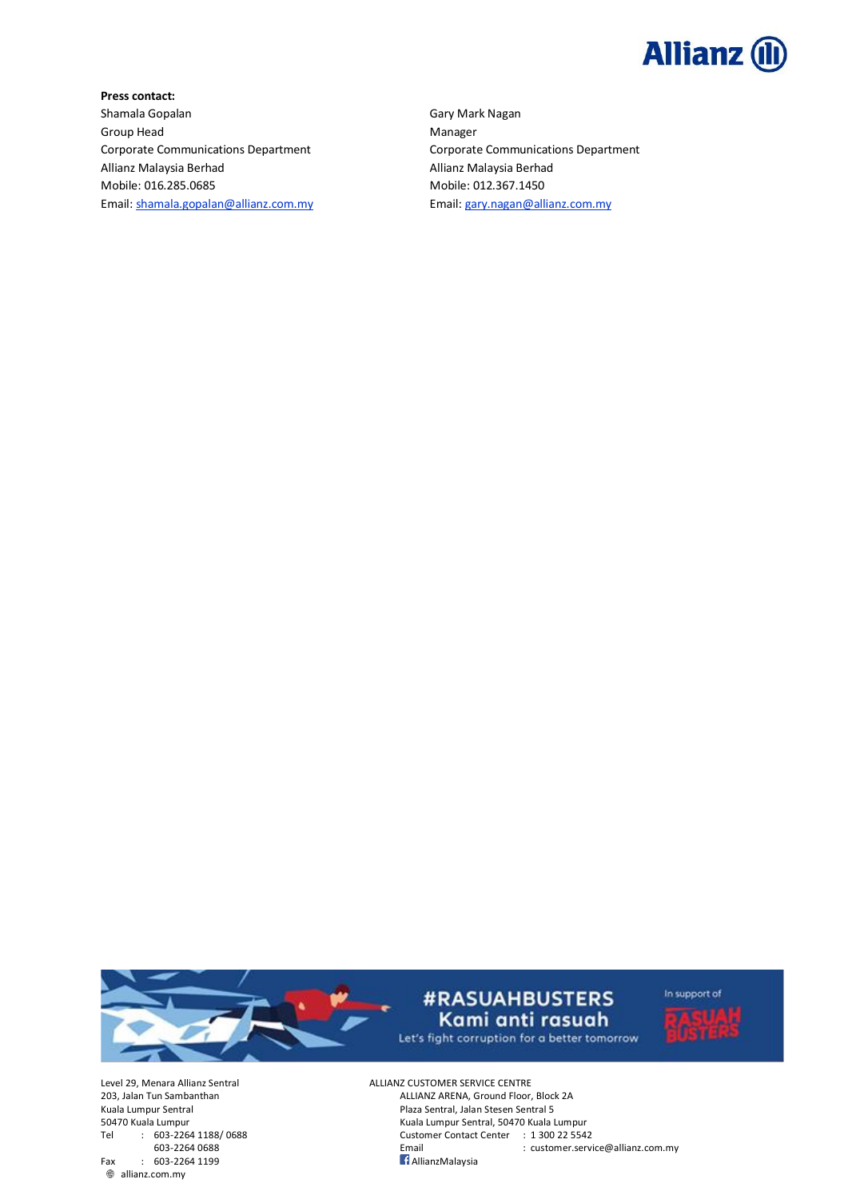**Press contact:**

Shamala Gopalan
Group Head
Corporate Communications Department
Allianz Malaysia Berhad
Mobile: 016.285.0685
Email: shamala.gopalan@allianz.com.my

Gary Mark Nagan
Manager
Corporate Communications Department
Allianz Malaysia Berhad
Mobile: 012.367.1450
Email: gary.nagan@allianz.com.my